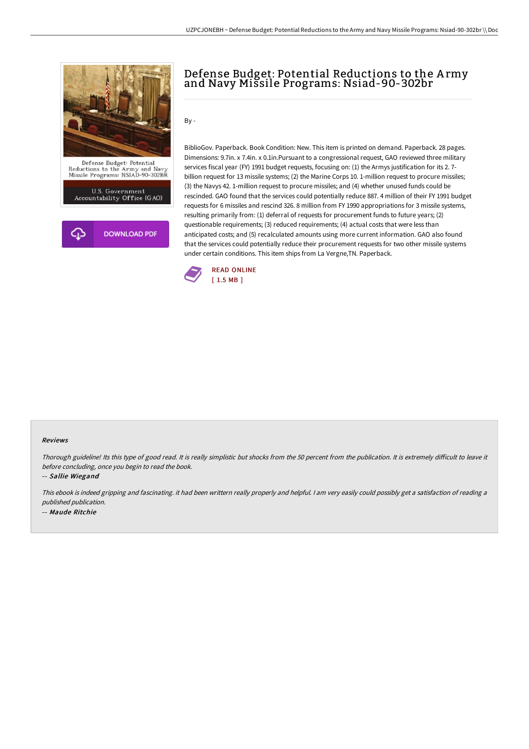# Defense Budget: Potential Reductions to the Army and Navy Missile Programs: Nsiad-90-302br

By -

BiblioGov. Paperback. Book Condition: New. This item is printed on demand. Paperback. 28 pages. Dimensions: 9.7in. x 7.4in. x 0.1in.Pursuant to a congressional request, GAO reviewed three military services fiscal year (FY) 1991 budget requests, focusing on: (1) the Armys justification for its 2. 7-billion request for 13 missile systems; (2) the Marine Corps 10. 1-million request to procure missiles; (3) the Navys 42. 1-million request to procure missiles; and (4) whether unused funds could be rescinded. GAO found that the services could potentially reduce 887. 4 million of their FY 1991 budget requests for 6 missiles and rescind 326. 8 million from FY 1990 appropriations for 3 missile systems, resulting primarily from: (1) deferral of requests for procurement funds to future years; (2) questionable requirements; (3) reduced requirements; (4) actual costs that were less than anticipated costs; and (5) recalculated amounts using more current information. GAO also found that the services could potentially reduce their procurement requests for two other missile systems under certain conditions. This item ships from La Vergne,TN. Paperback.

READ ONLINE
[ 1.5 MB ]

#### Reviews

*Thorough guideline! Its this type of good read. It is really simplistic but shocks from the 50 percent from the publication. It is extremely difficult to leave it before concluding, once you begin to read the book.*

-- *Sallie Wiegand*

*This ebook is indeed gripping and fascinating. it had been writtern really properly and helpful. I am very easily could possibly get a satisfaction of reading a published publication.*

-- *Maude Ritchie*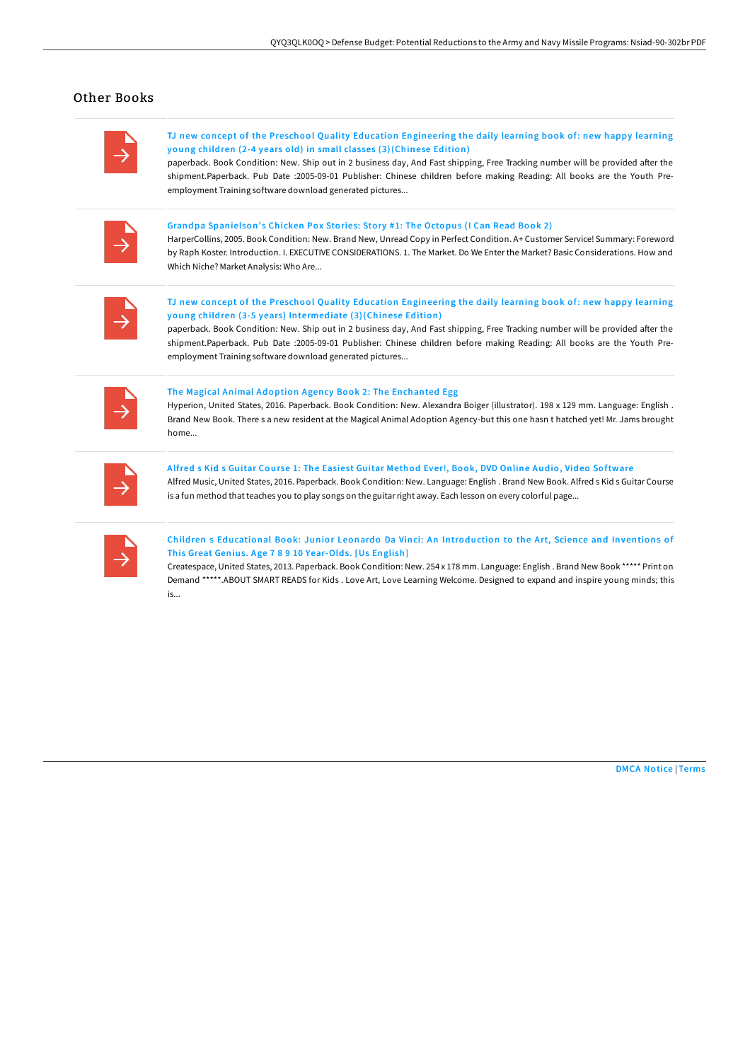## Other Books

TJ new concept of the Preschool Quality Education Engineering the daily learning book of: new happy learning young children (2-4 years old) in small classes (3)(Chinese Edition)

paperback. Book Condition: New. Ship out in 2 business day, And Fast shipping, Free Tracking number will be provided after the shipment.Paperback. Pub Date :2005-09-01 Publisher: Chinese children before making Reading: All books are the Youth Pre-employment Training software download generated pictures...

Grandpa Spanielson's Chicken Pox Stories: Story #1: The Octopus (I Can Read Book 2)

HarperCollins, 2005. Book Condition: New. Brand New, Unread Copy in Perfect Condition. A+ Customer Service! Summary: Foreword by Raph Koster. Introduction. I. EXECUTIVE CONSIDERATIONS. 1. The Market. Do We Enter the Market? Basic Considerations. How and Which Niche? Market Analysis: Who Are...

TJ new concept of the Preschool Quality Education Engineering the daily learning book of: new happy learning young children (3-5 years) Intermediate (3)(Chinese Edition)

paperback. Book Condition: New. Ship out in 2 business day, And Fast shipping, Free Tracking number will be provided after the shipment.Paperback. Pub Date :2005-09-01 Publisher: Chinese children before making Reading: All books are the Youth Pre-employment Training software download generated pictures...

The Magical Animal Adoption Agency Book 2: The Enchanted Egg

Hyperion, United States, 2016. Paperback. Book Condition: New. Alexandra Boiger (illustrator). 198 x 129 mm. Language: English . Brand New Book. There s a new resident at the Magical Animal Adoption Agency-but this one hasn t hatched yet! Mr. Jams brought home...

Alfred s Kid s Guitar Course 1: The Easiest Guitar Method Ever!, Book, DVD Online Audio, Video Software

Alfred Music, United States, 2016. Paperback. Book Condition: New. Language: English . Brand New Book. Alfred s Kid s Guitar Course is a fun method that teaches you to play songs on the guitar right away. Each lesson on every colorful page...

Children s Educational Book: Junior Leonardo Da Vinci: An Introduction to the Art, Science and Inventions of This Great Genius. Age 7 8 9 10 Year-Olds. [Us English]

Createspace, United States, 2013. Paperback. Book Condition: New. 254 x 178 mm. Language: English . Brand New Book ***** Print on Demand *****.ABOUT SMART READS for Kids . Love Art, Love Learning Welcome. Designed to expand and inspire young minds; this is...